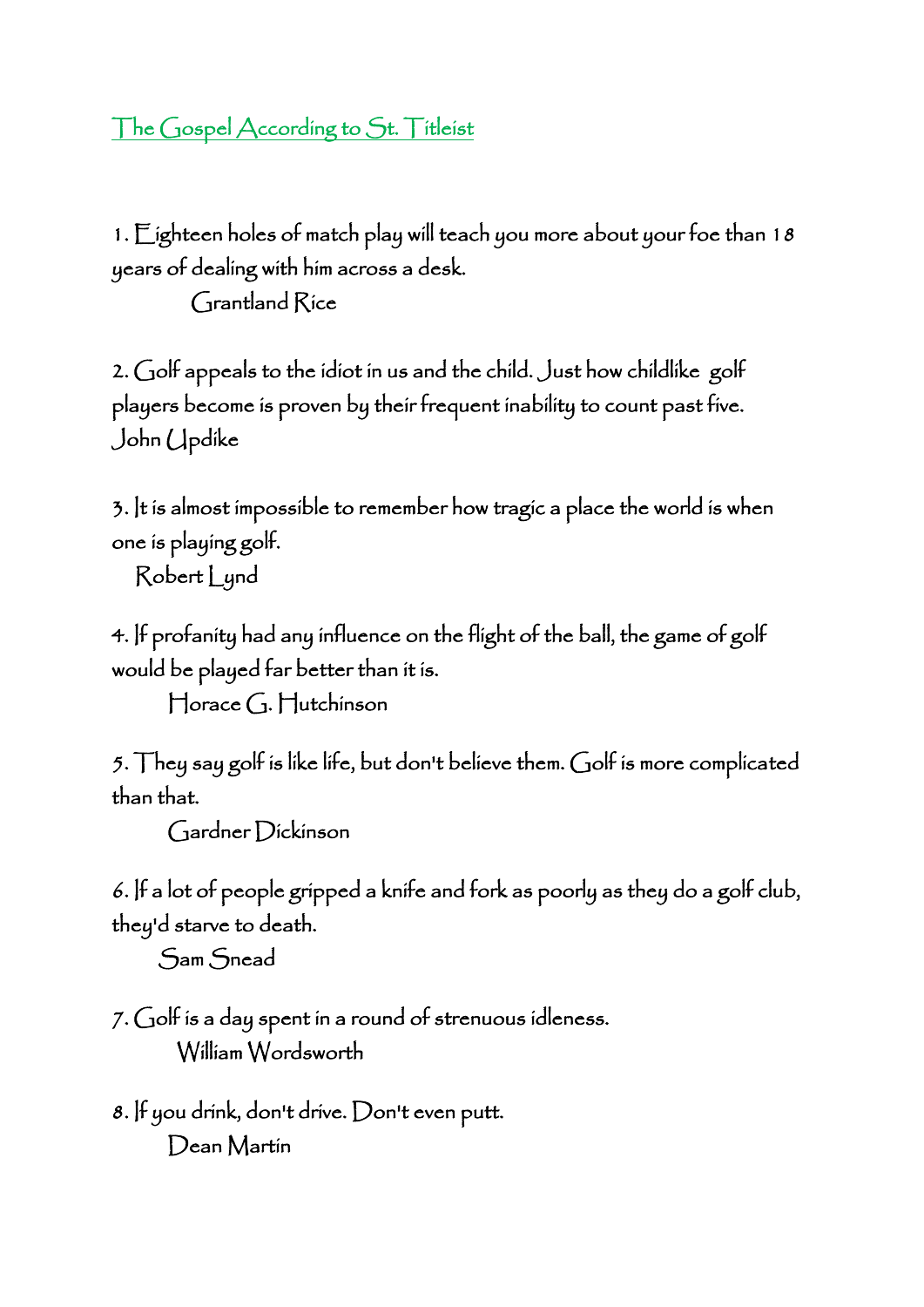# The Gospel According to St. Titleist

1. Eighteen holes of match play will teach you more about your foe than 18 years of dealing with him across a desk.
   Grantland Rice

2. Golf appeals to the idiot in us and the child. Just how childlike golf players become is proven by their frequent inability to count past five.
   John Updike

3. It is almost impossible to remember how tragic a place the world is when one is playing golf.
   Robert Lynd

4. If profanity had any influence on the flight of the ball, the game of golf would be played far better than it is.
   Horace G. Hutchinson

5. They say golf is like life, but don't believe them. Golf is more complicated than that.
   Gardner Dickinson

6. If a lot of people gripped a knife and fork as poorly as they do a golf club, they'd starve to death.
   Sam Snead

7. Golf is a day spent in a round of strenuous idleness.
   William Wordsworth

8. If you drink, don't drive. Don't even putt.
   Dean Martin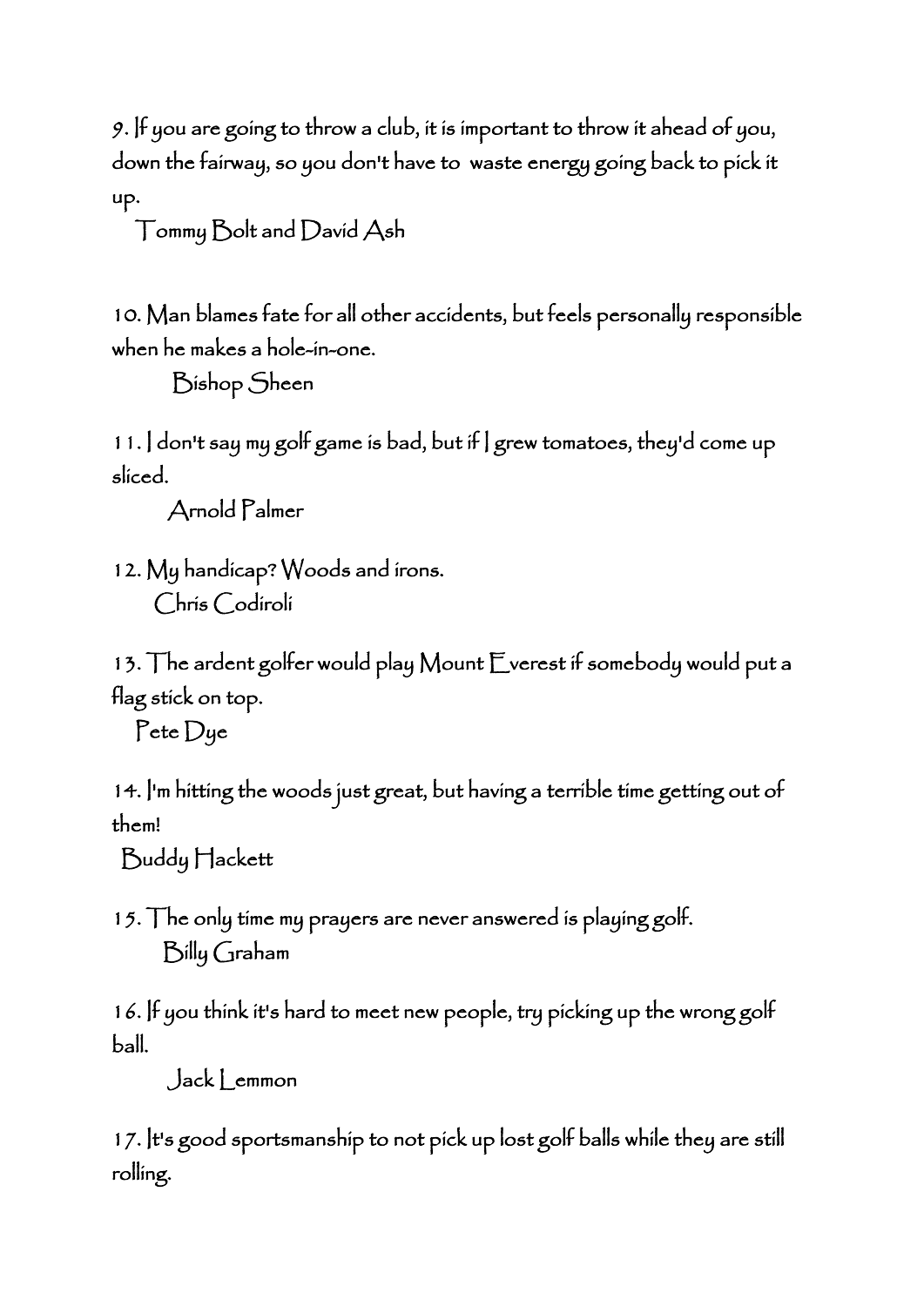9. If you are going to throw a club, it is important to throw it ahead of you, down the fairway, so you don't have to waste energy going back to pick it up.

Tommy Bolt and David Ash

10. Man blames fate for all other accidents, but feels personally responsible when he makes a hole-in-one.

Bishop Sheen

11. I don't say my golf game is bad, but if I grew tomatoes, they'd come up sliced.

Arnold Palmer

12. My handicap? Woods and irons.

Chris Codiroli

13. The ardent golfer would play Mount Everest if somebody would put a flag stick on top.

Pete Dye

14. I'm hitting the woods just great, but having a terrible time getting out of them!

Buddy Hackett

15. The only time my prayers are never answered is playing golf.

Billy Graham

16. If you think it's hard to meet new people, try picking up the wrong golf ball.

Jack Lemmon

17. It's good sportsmanship to not pick up lost golf balls while they are still rolling.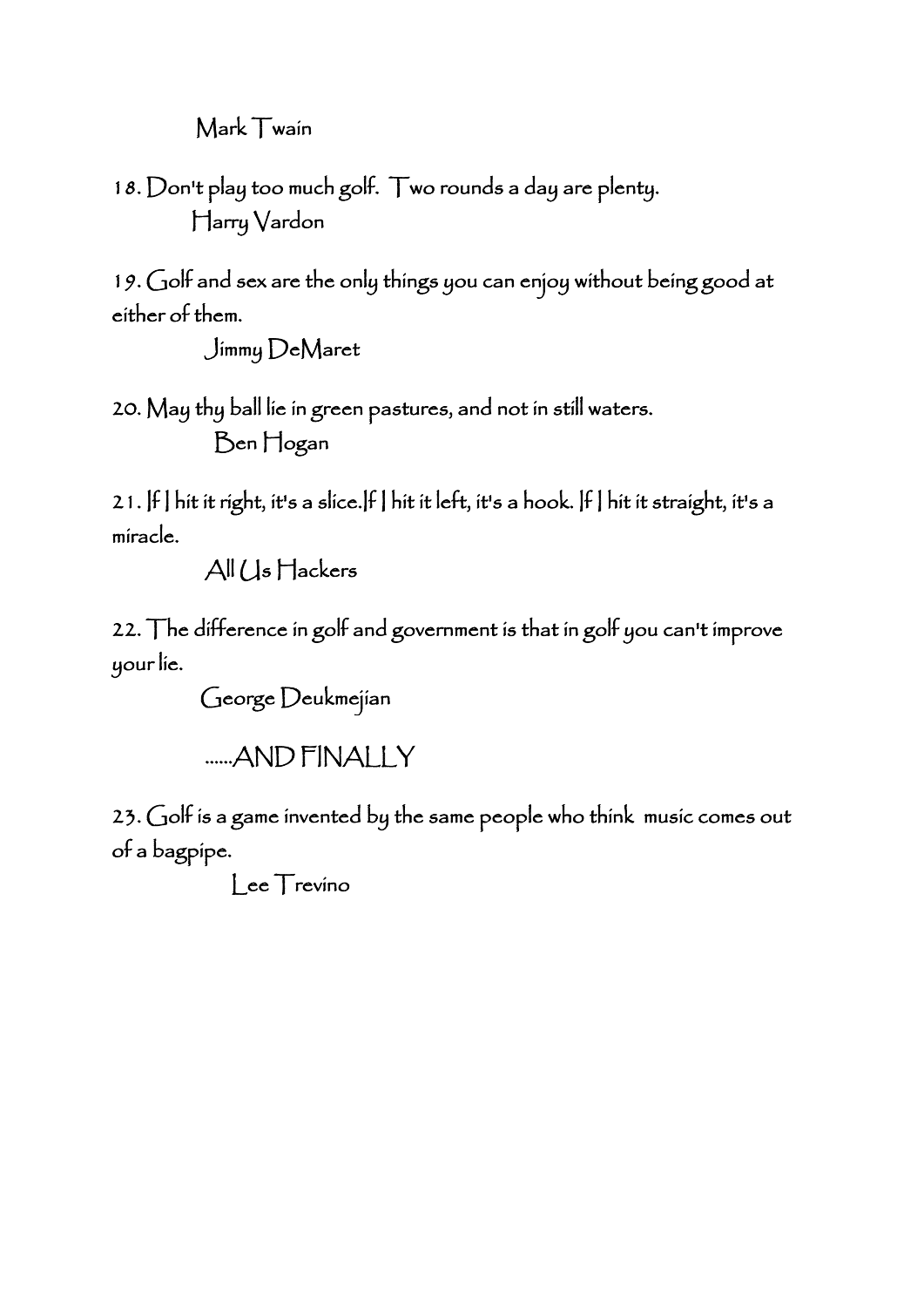Mark Twain

18. Don't play too much golf. Two rounds a day are plenty.

Harry Vardon

19. Golf and sex are the only things you can enjoy without being good at either of them.

Jimmy DeMaret

20. May thy ball lie in green pastures, and not in still waters.

Ben Hogan

21. If I hit it right, it's a slice.If I hit it left, it's a hook. If I hit it straight, it's a miracle.

All Us Hackers

22. The difference in golf and government is that in golf you can't improve your lie.

George Deukmejian

......AND FINALLY

23. Golf is a game invented by the same people who think music comes out of a bagpipe.

Lee Trevino